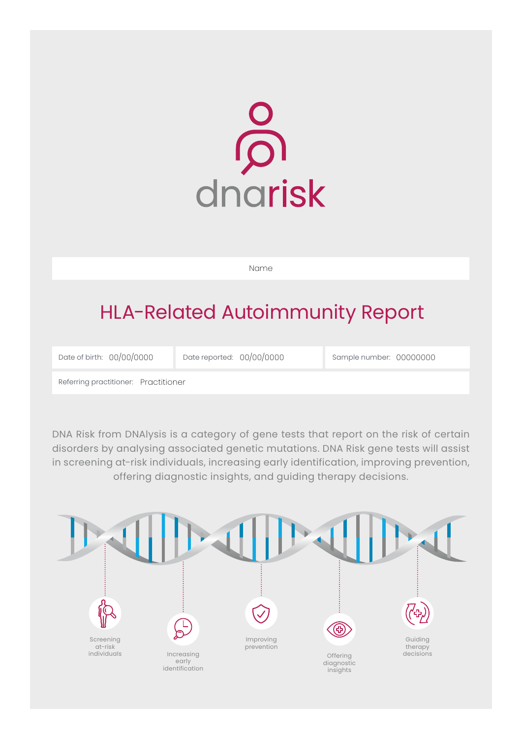dnarisk

Name

# HLA-Related Autoimmunity Report

| Date of birth: 00/00/0000 | Date reported: 00/00/0000 | Sample number: 00000000 |
|---|---|---|
| Referring practitioner: Practitioner | | |

DNA Risk from DNAlysis is a category of gene tests that report on the risk of certain disorders by analysing associated genetic mutations. DNA Risk gene tests will assist in screening at-risk individuals, increasing early identification, improving prevention, offering diagnostic insights, and guiding therapy decisions.

- Screening at-risk individuals
- Increasing early identification
- Improving prevention
- Offering diagnostic insights
- Guiding therapy decisions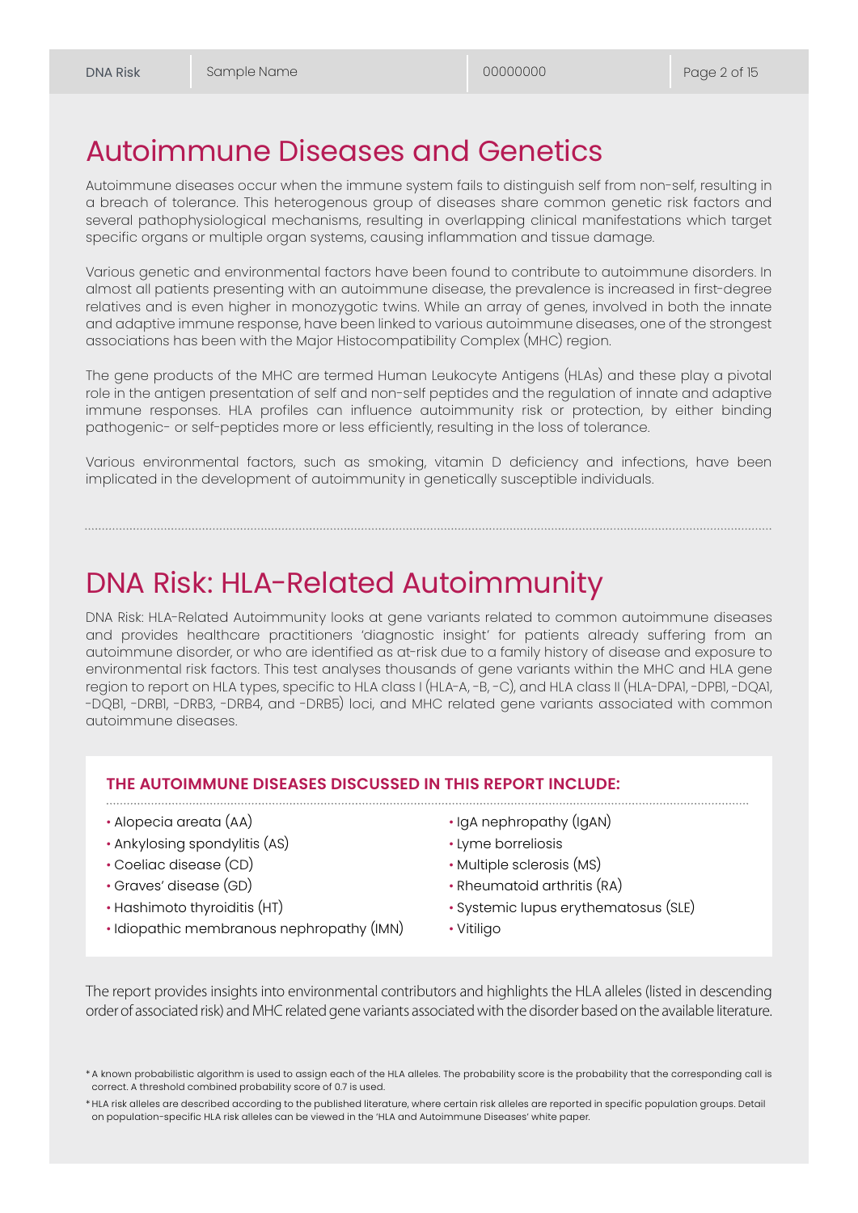# Autoimmune Diseases and Genetics

Autoimmune diseases occur when the immune system fails to distinguish self from non-self, resulting in a breach of tolerance. This heterogenous group of diseases share common genetic risk factors and several pathophysiological mechanisms, resulting in overlapping clinical manifestations which target specific organs or multiple organ systems, causing inflammation and tissue damage.

Various genetic and environmental factors have been found to contribute to autoimmune disorders. In almost all patients presenting with an autoimmune disease, the prevalence is increased in first-degree relatives and is even higher in monozygotic twins. While an array of genes, involved in both the innate and adaptive immune response, have been linked to various autoimmune diseases, one of the strongest associations has been with the Major Histocompatibility Complex (MHC) region.

The gene products of the MHC are termed Human Leukocyte Antigens (HLAs) and these play a pivotal role in the antigen presentation of self and non-self peptides and the regulation of innate and adaptive immune responses. HLA profiles can influence autoimmunity risk or protection, by either binding pathogenic- or self-peptides more or less efficiently, resulting in the loss of tolerance.

Various environmental factors, such as smoking, vitamin D deficiency and infections, have been implicated in the development of autoimmunity in genetically susceptible individuals.

# DNA Risk: HLA-Related Autoimmunity

DNA Risk: HLA-Related Autoimmunity looks at gene variants related to common autoimmune diseases and provides healthcare practitioners 'diagnostic insight' for patients already suffering from an autoimmune disorder, or who are identified as at-risk due to a family history of disease and exposure to environmental risk factors. This test analyses thousands of gene variants within the MHC and HLA gene region to report on HLA types, specific to HLA class I (HLA-A, -B, -C), and HLA class II (HLA-DPA1, -DPB1, -DQA1, -DQB1, -DRB1, -DRB3, -DRB4, and -DRB5) loci, and MHC related gene variants associated with common autoimmune diseases.

**THE AUTOIMMUNE DISEASES DISCUSSED IN THIS REPORT INCLUDE:**

- Alopecia areata (AA)
- Ankylosing spondylitis (AS)
- Coeliac disease (CD)
- Graves' disease (GD)
- Hashimoto thyroiditis (HT)
- Idiopathic membranous nephropathy (IMN)
- IgA nephropathy (IgAN)
- Lyme borreliosis
- Multiple sclerosis (MS)
- Rheumatoid arthritis (RA)
- Systemic lupus erythematosus (SLE)
- Vitiligo

The report provides insights into environmental contributors and highlights the HLA alleles (listed in descending order of associated risk) and MHC related gene variants associated with the disorder based on the available literature.

* A known probabilistic algorithm is used to assign each of the HLA alleles. The probability score is the probability that the corresponding call is correct. A threshold combined probability score of 0.7 is used.

* HLA risk alleles are described according to the published literature, where certain risk alleles are reported in specific population groups. Detail on population-specific HLA risk alleles can be viewed in the 'HLA and Autoimmune Diseases' white paper.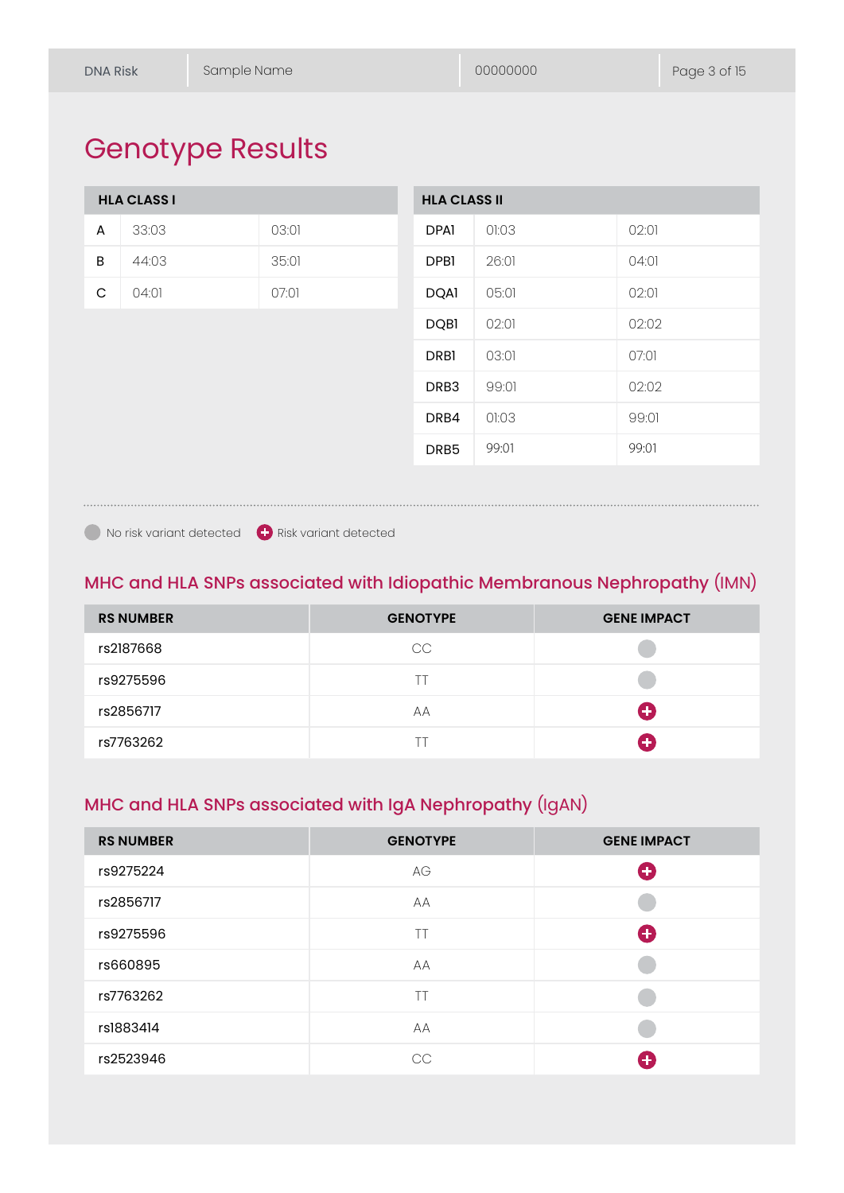# Genotype Results

| HLA CLASS I | | |
|---|---|---|
| A | 33:03 | 03:01 |
| B | 44:03 | 35:01 |
| C | 04:01 | 07:01 |

| HLA CLASS II | | |
|---|---|---|
| DPA1 | 01:03 | 02:01 |
| DPB1 | 26:01 | 04:01 |
| DQA1 | 05:01 | 02:01 |
| DQB1 | 02:01 | 02:02 |
| DRB1 | 03:01 | 07:01 |
| DRB3 | 99:01 | 02:02 |
| DRB4 | 01:03 | 99:01 |
| DRB5 | 99:01 | 99:01 |

No risk variant detected | Risk variant detected

## MHC and HLA SNPs associated with Idiopathic Membranous Nephropathy (IMN)

| RS NUMBER | GENOTYPE | GENE IMPACT |
|---|---|---|
| rs2187668 | CC | No risk variant detected |
| rs9275596 | TT | No risk variant detected |
| rs2856717 | AA | Risk variant detected |
| rs7763262 | TT | Risk variant detected |

## MHC and HLA SNPs associated with IgA Nephropathy (IgAN)

| RS NUMBER | GENOTYPE | GENE IMPACT |
|---|---|---|
| rs9275224 | AG | Risk variant detected |
| rs2856717 | AA | No risk variant detected |
| rs9275596 | TT | Risk variant detected |
| rs660895 | AA | No risk variant detected |
| rs7763262 | TT | No risk variant detected |
| rs1883414 | AA | No risk variant detected |
| rs2523946 | CC | Risk variant detected |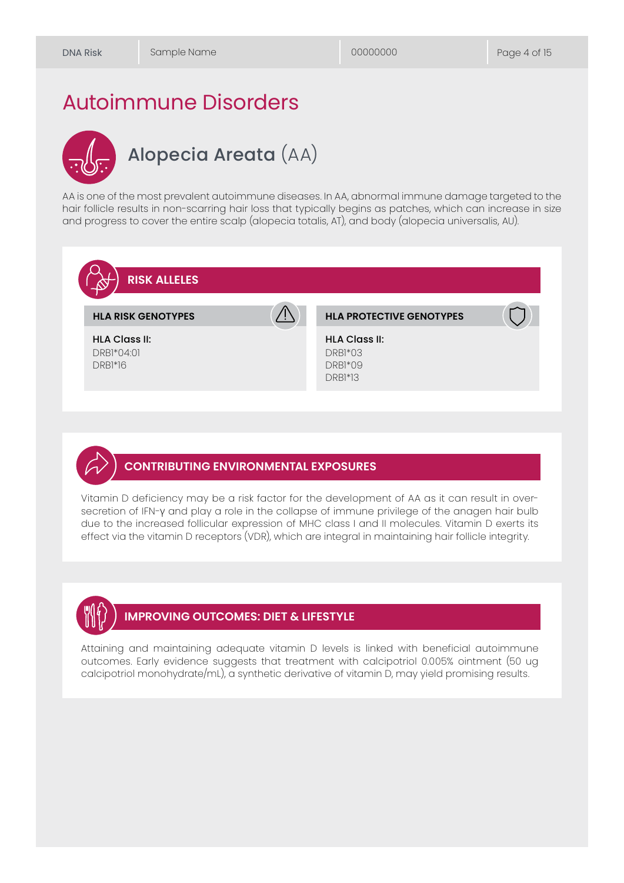# Autoimmune Disorders

## Alopecia Areata (AA)

AA is one of the most prevalent autoimmune diseases. In AA, abnormal immune damage targeted to the hair follicle results in non-scarring hair loss that typically begins as patches, which can increase in size and progress to cover the entire scalp (alopecia totalis, AT), and body (alopecia universalis, AU).

### RISK ALLELES

| HLA RISK GENOTYPES | HLA PROTECTIVE GENOTYPES |
| --- | --- |
| **HLA Class II:** | **HLA Class II:** |
| DRB1*04:01 | DRB1*03 |
| DRB1*16 | DRB1*09 |
| | DRB1*13 |

### CONTRIBUTING ENVIRONMENTAL EXPOSURES

Vitamin D deficiency may be a risk factor for the development of AA as it can result in over-secretion of IFN-γ and play a role in the collapse of immune privilege of the anagen hair bulb due to the increased follicular expression of MHC class I and II molecules. Vitamin D exerts its effect via the vitamin D receptors (VDR), which are integral in maintaining hair follicle integrity.

### IMPROVING OUTCOMES: DIET & LIFESTYLE

Attaining and maintaining adequate vitamin D levels is linked with beneficial autoimmune outcomes. Early evidence suggests that treatment with calcipotriol 0.005% ointment (50 ug calcipotriol monohydrate/mL), a synthetic derivative of vitamin D, may yield promising results.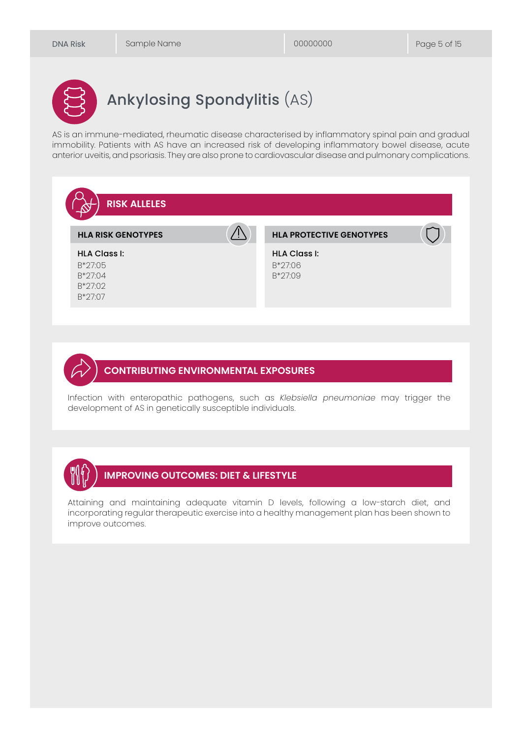# Ankylosing Spondylitis (AS)

AS is an immune-mediated, rheumatic disease characterised by inflammatory spinal pain and gradual immobility. Patients with AS have an increased risk of developing inflammatory bowel disease, acute anterior uveitis, and psoriasis. They are also prone to cardiovascular disease and pulmonary complications.

## RISK ALLELES

| HLA RISK GENOTYPES | HLA PROTECTIVE GENOTYPES |
| --- | --- |
| **HLA Class I:** | **HLA Class I:** |
| B*27:05 | B*27:06 |
| B*27:04 | B*27:09 |
| B*27:02 | |
| B*27:07 | |

## CONTRIBUTING ENVIRONMENTAL EXPOSURES

Infection with enteropathic pathogens, such as *Klebsiella pneumoniae* may trigger the development of AS in genetically susceptible individuals.

## IMPROVING OUTCOMES: DIET & LIFESTYLE

Attaining and maintaining adequate vitamin D levels, following a low-starch diet, and incorporating regular therapeutic exercise into a healthy management plan has been shown to improve outcomes.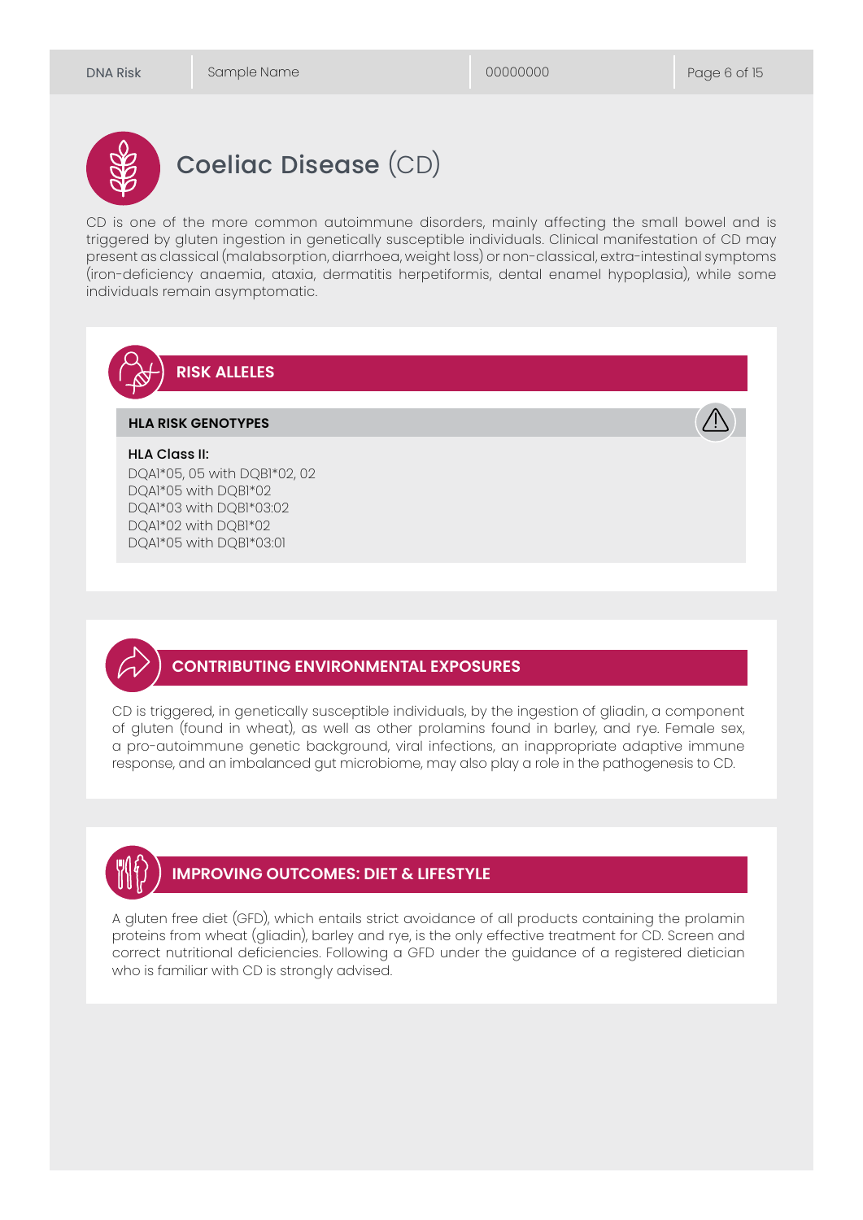# Coeliac Disease (CD)

CD is one of the more common autoimmune disorders, mainly affecting the small bowel and is triggered by gluten ingestion in genetically susceptible individuals. Clinical manifestation of CD may present as classical (malabsorption, diarrhoea, weight loss) or non-classical, extra-intestinal symptoms (iron-deficiency anaemia, ataxia, dermatitis herpetiformis, dental enamel hypoplasia), while some individuals remain asymptomatic.

## RISK ALLELES

### HLA RISK GENOTYPES

**HLA Class II:**

DQA1*05, 05 with DQB1*02, 02
DQA1*05 with DQB1*02
DQA1*03 with DQB1*03:02
DQA1*02 with DQB1*02
DQA1*05 with DQB1*03:01

## CONTRIBUTING ENVIRONMENTAL EXPOSURES

CD is triggered, in genetically susceptible individuals, by the ingestion of gliadin, a component of gluten (found in wheat), as well as other prolamins found in barley, and rye. Female sex, a pro-autoimmune genetic background, viral infections, an inappropriate adaptive immune response, and an imbalanced gut microbiome, may also play a role in the pathogenesis to CD.

## IMPROVING OUTCOMES: DIET & LIFESTYLE

A gluten free diet (GFD), which entails strict avoidance of all products containing the prolamin proteins from wheat (gliadin), barley and rye, is the only effective treatment for CD. Screen and correct nutritional deficiencies. Following a GFD under the guidance of a registered dietician who is familiar with CD is strongly advised.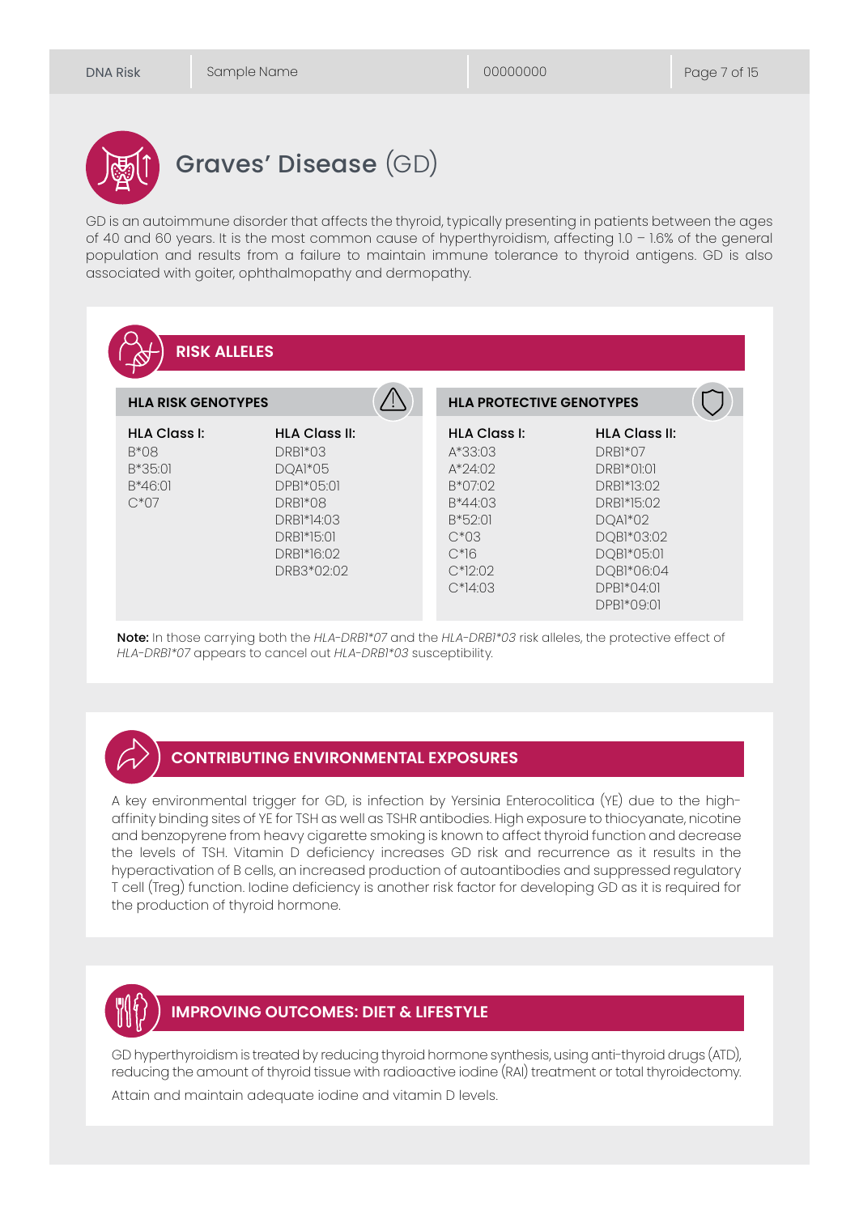# Graves' Disease (GD)

GD is an autoimmune disorder that affects the thyroid, typically presenting in patients between the ages of 40 and 60 years. It is the most common cause of hyperthyroidism, affecting 1.0 – 1.6% of the general population and results from a failure to maintain immune tolerance to thyroid antigens. GD is also associated with goiter, ophthalmopathy and dermopathy.

## RISK ALLELES

### HLA RISK GENOTYPES

| HLA Class I: | HLA Class II: |
|---|---|
| B*08 | DRB1*03 |
| B*35:01 | DQA1*05 |
| B*46:01 | DPB1*05:01 |
| C*07 | DRB1*08 |
| | DRB1*14:03 |
| | DRB1*15:01 |
| | DRB1*16:02 |
| | DRB3*02:02 |

### HLA PROTECTIVE GENOTYPES

| HLA Class I: | HLA Class II: |
|---|---|
| A*33:03 | DRB1*07 |
| A*24:02 | DRB1*01:01 |
| B*07:02 | DRB1*13:02 |
| B*44:03 | DRB1*15:02 |
| B*52:01 | DQA1*02 |
| C*03 | DQB1*03:02 |
| C*16 | DQB1*05:01 |
| C*12:02 | DQB1*06:04 |
| C*14:03 | DPB1*04:01 |
| | DPB1*09:01 |

**Note:** In those carrying both the *HLA-DRB1*07* and the *HLA-DRB1*03* risk alleles, the protective effect of *HLA-DRB1*07* appears to cancel out *HLA-DRB1*03* susceptibility.

## CONTRIBUTING ENVIRONMENTAL EXPOSURES

A key environmental trigger for GD, is infection by Yersinia Enterocolitica (YE) due to the high-affinity binding sites of YE for TSH as well as TSHR antibodies. High exposure to thiocyanate, nicotine and benzopyrene from heavy cigarette smoking is known to affect thyroid function and decrease the levels of TSH. Vitamin D deficiency increases GD risk and recurrence as it results in the hyperactivation of B cells, an increased production of autoantibodies and suppressed regulatory T cell (Treg) function. Iodine deficiency is another risk factor for developing GD as it is required for the production of thyroid hormone.

## IMPROVING OUTCOMES: DIET & LIFESTYLE

GD hyperthyroidism is treated by reducing thyroid hormone synthesis, using anti-thyroid drugs (ATD), reducing the amount of thyroid tissue with radioactive iodine (RAI) treatment or total thyroidectomy.

Attain and maintain adequate iodine and vitamin D levels.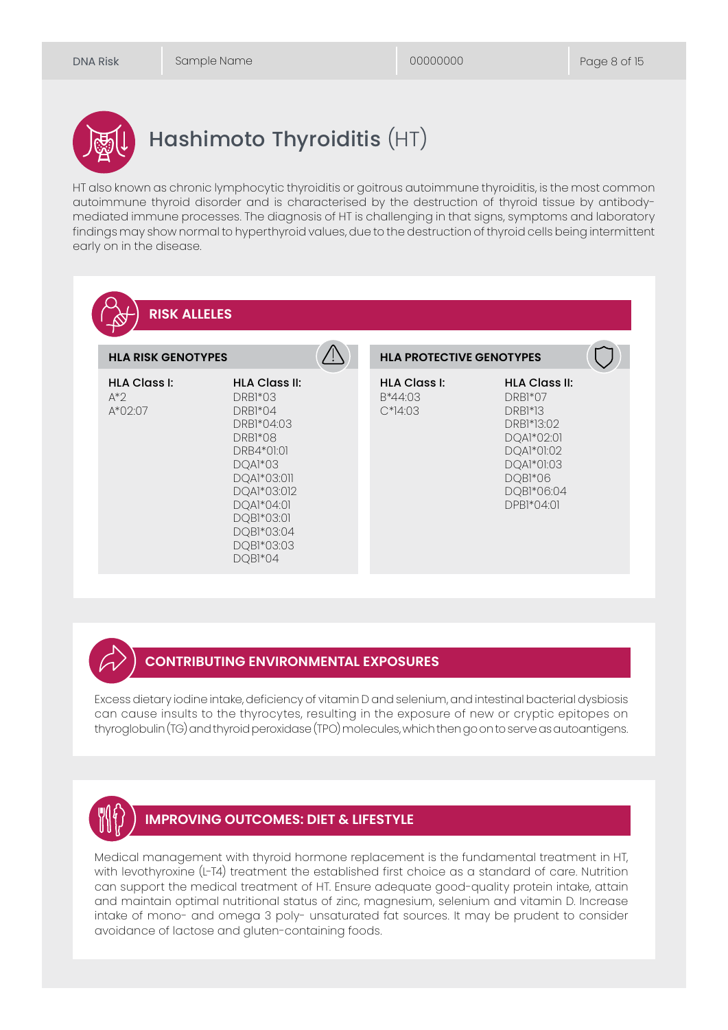# Hashimoto Thyroiditis (HT)

HT also known as chronic lymphocytic thyroiditis or goitrous autoimmune thyroiditis, is the most common autoimmune thyroid disorder and is characterised by the destruction of thyroid tissue by antibody-mediated immune processes. The diagnosis of HT is challenging in that signs, symptoms and laboratory findings may show normal to hyperthyroid values, due to the destruction of thyroid cells being intermittent early on in the disease.

## RISK ALLELES

### HLA RISK GENOTYPES

| HLA Class I: | HLA Class II: |
|---|---|
| A*2 | DRB1*03 |
| A*02:07 | DRB1*04 |
| | DRB1*04:03 |
| | DRB1*08 |
| | DRB4*01:01 |
| | DQA1*03 |
| | DQA1*03:011 |
| | DQA1*03:012 |
| | DQA1*04:01 |
| | DQB1*03:01 |
| | DQB1*03:04 |
| | DQB1*03:03 |
| | DQB1*04 |

### HLA PROTECTIVE GENOTYPES

| HLA Class I: | HLA Class II: |
|---|---|
| B*44:03 | DRB1*07 |
| C*14:03 | DRB1*13 |
| | DRB1*13:02 |
| | DQA1*02:01 |
| | DQA1*01:02 |
| | DQA1*01:03 |
| | DQB1*06 |
| | DQB1*06:04 |
| | DPB1*04:01 |

## CONTRIBUTING ENVIRONMENTAL EXPOSURES

Excess dietary iodine intake, deficiency of vitamin D and selenium, and intestinal bacterial dysbiosis can cause insults to the thyrocytes, resulting in the exposure of new or cryptic epitopes on thyroglobulin (TG) and thyroid peroxidase (TPO) molecules, which then go on to serve as autoantigens.

## IMPROVING OUTCOMES: DIET & LIFESTYLE

Medical management with thyroid hormone replacement is the fundamental treatment in HT, with levothyroxine (L-T4) treatment the established first choice as a standard of care. Nutrition can support the medical treatment of HT. Ensure adequate good-quality protein intake, attain and maintain optimal nutritional status of zinc, magnesium, selenium and vitamin D. Increase intake of mono- and omega 3 poly- unsaturated fat sources. It may be prudent to consider avoidance of lactose and gluten-containing foods.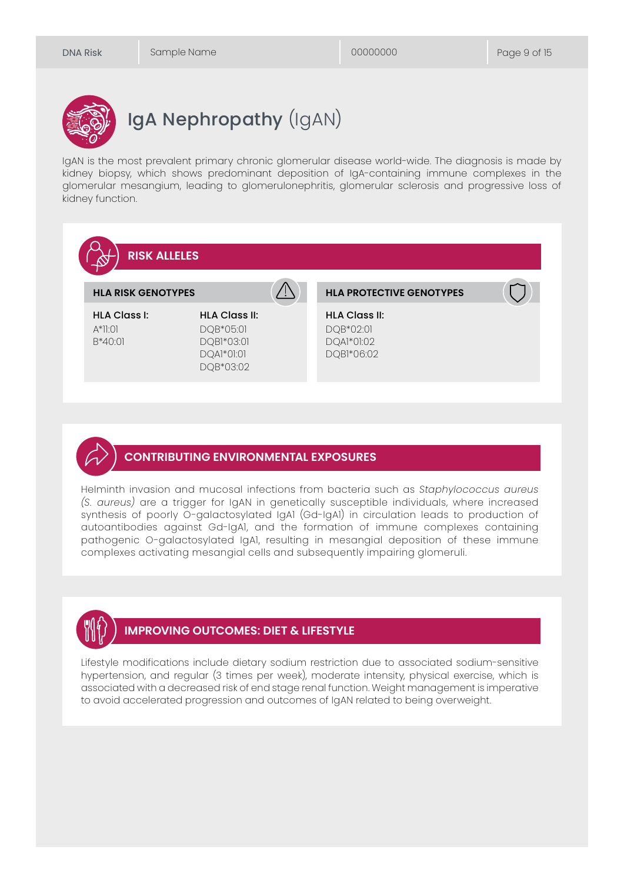# IgA Nephropathy (IgAN)

IgAN is the most prevalent primary chronic glomerular disease world-wide. The diagnosis is made by kidney biopsy, which shows predominant deposition of IgA-containing immune complexes in the glomerular mesangium, leading to glomerulonephritis, glomerular sclerosis and progressive loss of kidney function.

## RISK ALLELES

### HLA RISK GENOTYPES

| HLA Class I: | HLA Class II: |
|---|---|
| A*11:01 | DQB*05:01 |
| B*40:01 | DQB1*03:01 |
| | DQA1*01:01 |
| | DQB*03:02 |

### HLA PROTECTIVE GENOTYPES

**HLA Class II:**

DQB*02:01
DQA1*01:02
DQB1*06:02

## CONTRIBUTING ENVIRONMENTAL EXPOSURES

Helminth invasion and mucosal infections from bacteria such as *Staphylococcus aureus (S. aureus)* are a trigger for IgAN in genetically susceptible individuals, where increased synthesis of poorly O-galactosylated IgA1 (Gd-IgA1) in circulation leads to production of autoantibodies against Gd-IgA1, and the formation of immune complexes containing pathogenic O-galactosylated IgA1, resulting in mesangial deposition of these immune complexes activating mesangial cells and subsequently impairing glomeruli.

## IMPROVING OUTCOMES: DIET & LIFESTYLE

Lifestyle modifications include dietary sodium restriction due to associated sodium-sensitive hypertension, and regular (3 times per week), moderate intensity, physical exercise, which is associated with a decreased risk of end stage renal function. Weight management is imperative to avoid accelerated progression and outcomes of IgAN related to being overweight.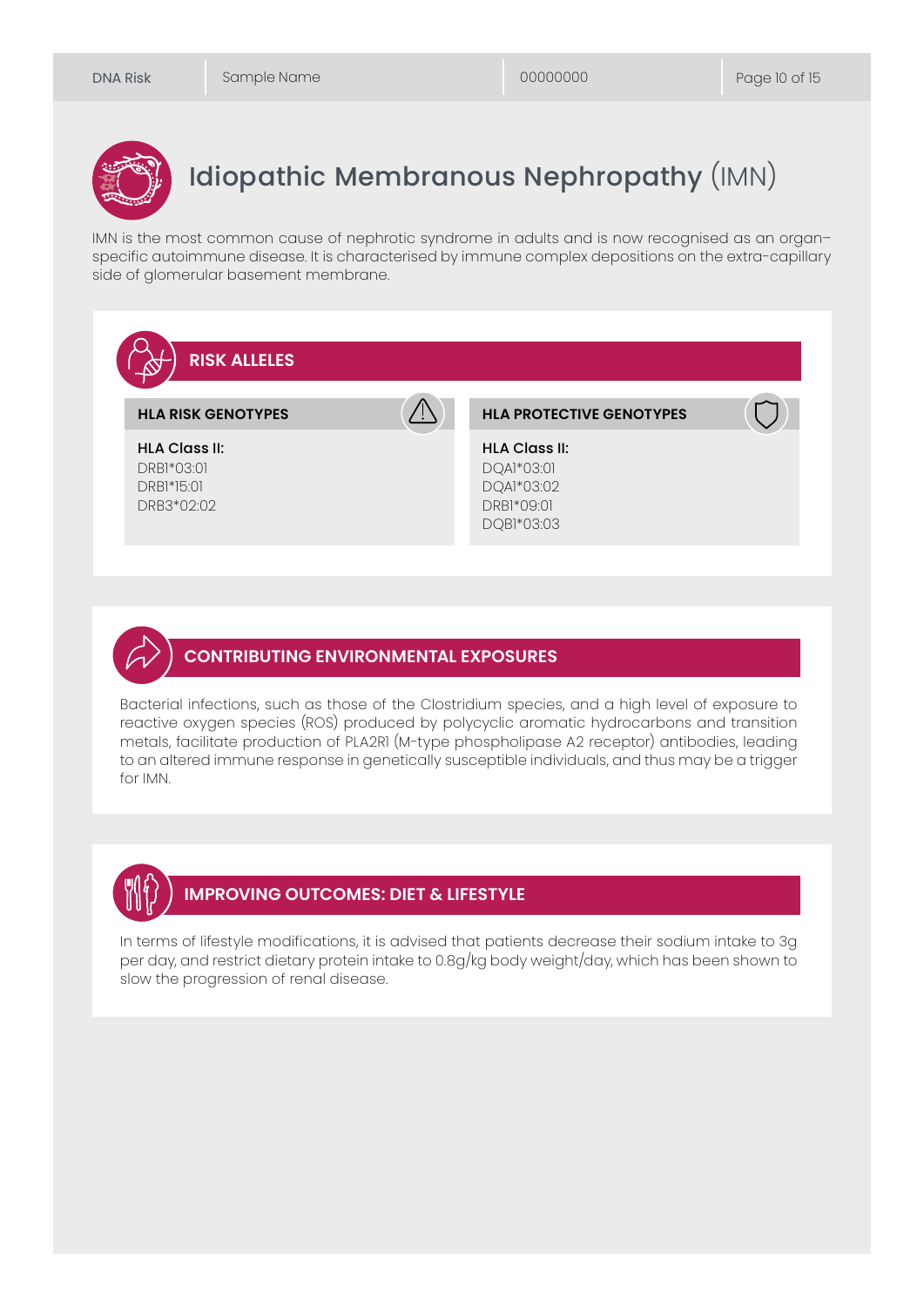# Idiopathic Membranous Nephropathy (IMN)

IMN is the most common cause of nephrotic syndrome in adults and is now recognised as an organ-specific autoimmune disease. It is characterised by immune complex depositions on the extra-capillary side of glomerular basement membrane.

## RISK ALLELES

### HLA RISK GENOTYPES

**HLA Class II:**

DRB1*03:01
DRB1*15:01
DRB3*02:02

### HLA PROTECTIVE GENOTYPES

**HLA Class II:**

DQA1*03:01
DQA1*03:02
DRB1*09:01
DQB1*03:03

## CONTRIBUTING ENVIRONMENTAL EXPOSURES

Bacterial infections, such as those of the Clostridium species, and a high level of exposure to reactive oxygen species (ROS) produced by polycyclic aromatic hydrocarbons and transition metals, facilitate production of PLA2R1 (M-type phospholipase A2 receptor) antibodies, leading to an altered immune response in genetically susceptible individuals, and thus may be a trigger for IMN.

## IMPROVING OUTCOMES: DIET & LIFESTYLE

In terms of lifestyle modifications, it is advised that patients decrease their sodium intake to 3g per day, and restrict dietary protein intake to 0.8g/kg body weight/day, which has been shown to slow the progression of renal disease.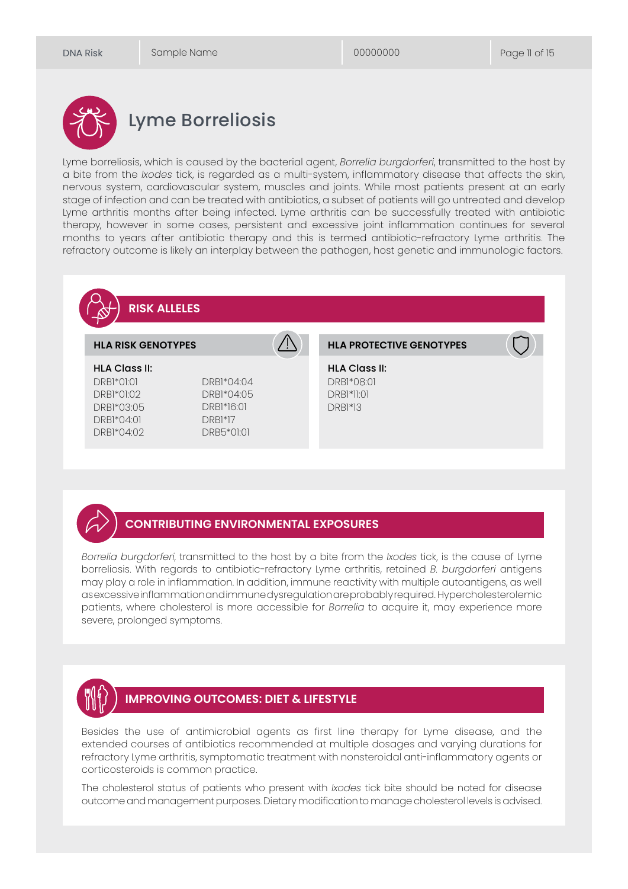# Lyme Borreliosis

Lyme borreliosis, which is caused by the bacterial agent, *Borrelia burgdorferi*, transmitted to the host by a bite from the *Ixodes* tick, is regarded as a multi-system, inflammatory disease that affects the skin, nervous system, cardiovascular system, muscles and joints. While most patients present at an early stage of infection and can be treated with antibiotics, a subset of patients will go untreated and develop Lyme arthritis months after being infected. Lyme arthritis can be successfully treated with antibiotic therapy, however in some cases, persistent and excessive joint inflammation continues for several months to years after antibiotic therapy and this is termed antibiotic-refractory Lyme arthritis. The refractory outcome is likely an interplay between the pathogen, host genetic and immunologic factors.

## RISK ALLELES

### HLA RISK GENOTYPES

**HLA Class II:**

- DRB1*01:01
- DRB1*01:02
- DRB1*03:05
- DRB1*04:01
- DRB1*04:02
- DRB1*04:04
- DRB1*04:05
- DRB1*16:01
- DRB1*17
- DRB5*01:01

### HLA PROTECTIVE GENOTYPES

**HLA Class II:**

- DRB1*08:01
- DRB1*11:01
- DRB1*13

## CONTRIBUTING ENVIRONMENTAL EXPOSURES

*Borrelia burgdorferi*, transmitted to the host by a bite from the *Ixodes* tick, is the cause of Lyme borreliosis. With regards to antibiotic-refractory Lyme arthritis, retained *B. burgdorferi* antigens may play a role in inflammation. In addition, immune reactivity with multiple autoantigens, as well as excessive inflammation and immune dysregulation are probably required. Hypercholesterolemic patients, where cholesterol is more accessible for *Borrelia* to acquire it, may experience more severe, prolonged symptoms.

## IMPROVING OUTCOMES: DIET & LIFESTYLE

Besides the use of antimicrobial agents as first line therapy for Lyme disease, and the extended courses of antibiotics recommended at multiple dosages and varying durations for refractory Lyme arthritis, symptomatic treatment with nonsteroidal anti-inflammatory agents or corticosteroids is common practice.

The cholesterol status of patients who present with *Ixodes* tick bite should be noted for disease outcome and management purposes. Dietary modification to manage cholesterol levels is advised.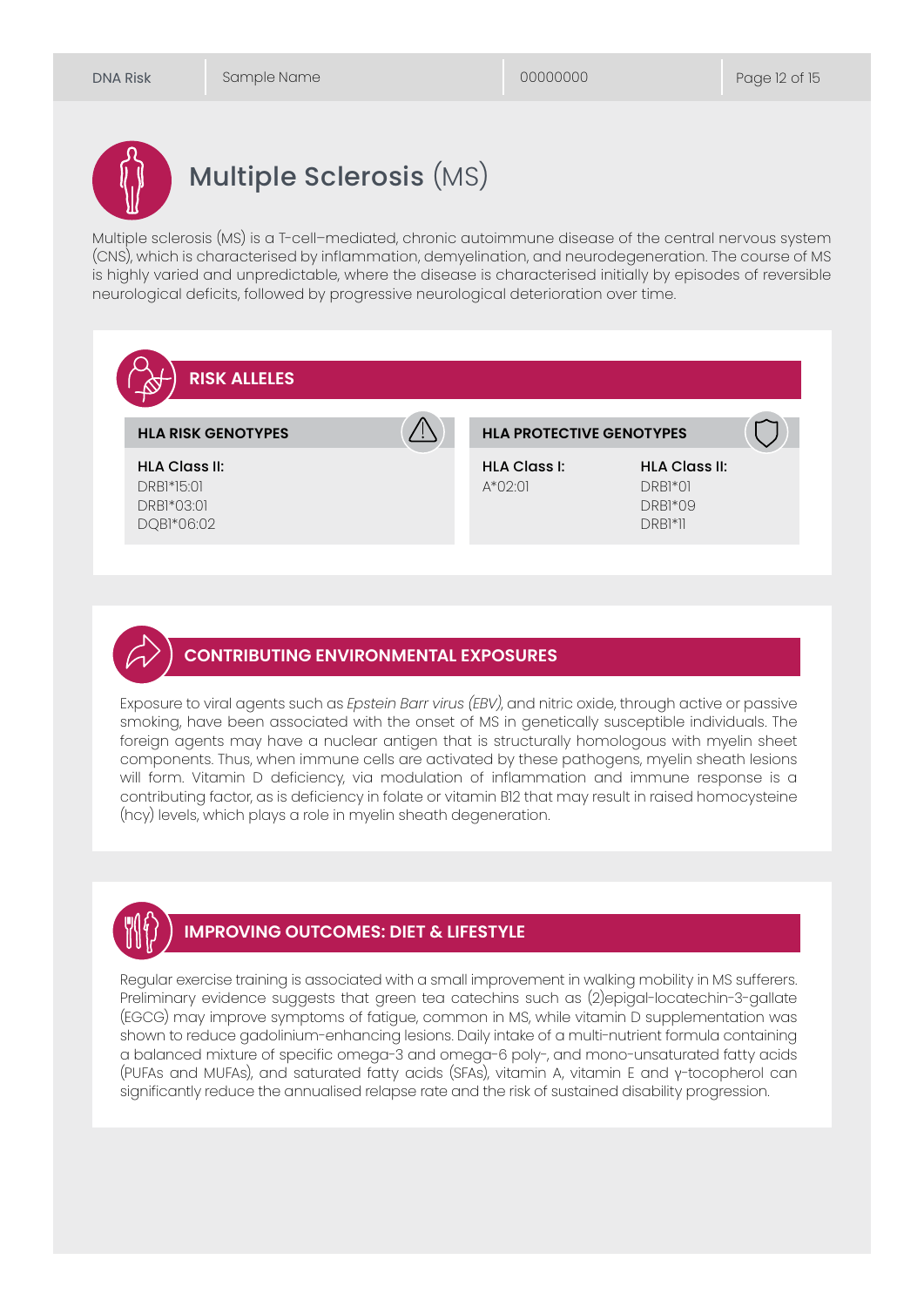# Multiple Sclerosis (MS)

Multiple sclerosis (MS) is a T-cell–mediated, chronic autoimmune disease of the central nervous system (CNS), which is characterised by inflammation, demyelination, and neurodegeneration. The course of MS is highly varied and unpredictable, where the disease is characterised initially by episodes of reversible neurological deficits, followed by progressive neurological deterioration over time.

## RISK ALLELES

### HLA RISK GENOTYPES

**HLA Class II:**
DRB1*15:01
DRB1*03:01
DQB1*06:02

### HLA PROTECTIVE GENOTYPES

**HLA Class I:**
A*02:01

**HLA Class II:**
DRB1*01
DRB1*09
DRB1*11

## CONTRIBUTING ENVIRONMENTAL EXPOSURES

Exposure to viral agents such as *Epstein Barr virus (EBV)*, and nitric oxide, through active or passive smoking, have been associated with the onset of MS in genetically susceptible individuals. The foreign agents may have a nuclear antigen that is structurally homologous with myelin sheet components. Thus, when immune cells are activated by these pathogens, myelin sheath lesions will form. Vitamin D deficiency, via modulation of inflammation and immune response is a contributing factor, as is deficiency in folate or vitamin B12 that may result in raised homocysteine (hcy) levels, which plays a role in myelin sheath degeneration.

## IMPROVING OUTCOMES: DIET & LIFESTYLE

Regular exercise training is associated with a small improvement in walking mobility in MS sufferers. Preliminary evidence suggests that green tea catechins such as (2)epigal-locatechin-3-gallate (EGCG) may improve symptoms of fatigue, common in MS, while vitamin D supplementation was shown to reduce gadolinium-enhancing lesions. Daily intake of a multi-nutrient formula containing a balanced mixture of specific omega-3 and omega-6 poly-, and mono-unsaturated fatty acids (PUFAs and MUFAs), and saturated fatty acids (SFAs), vitamin A, vitamin E and γ-tocopherol can significantly reduce the annualised relapse rate and the risk of sustained disability progression.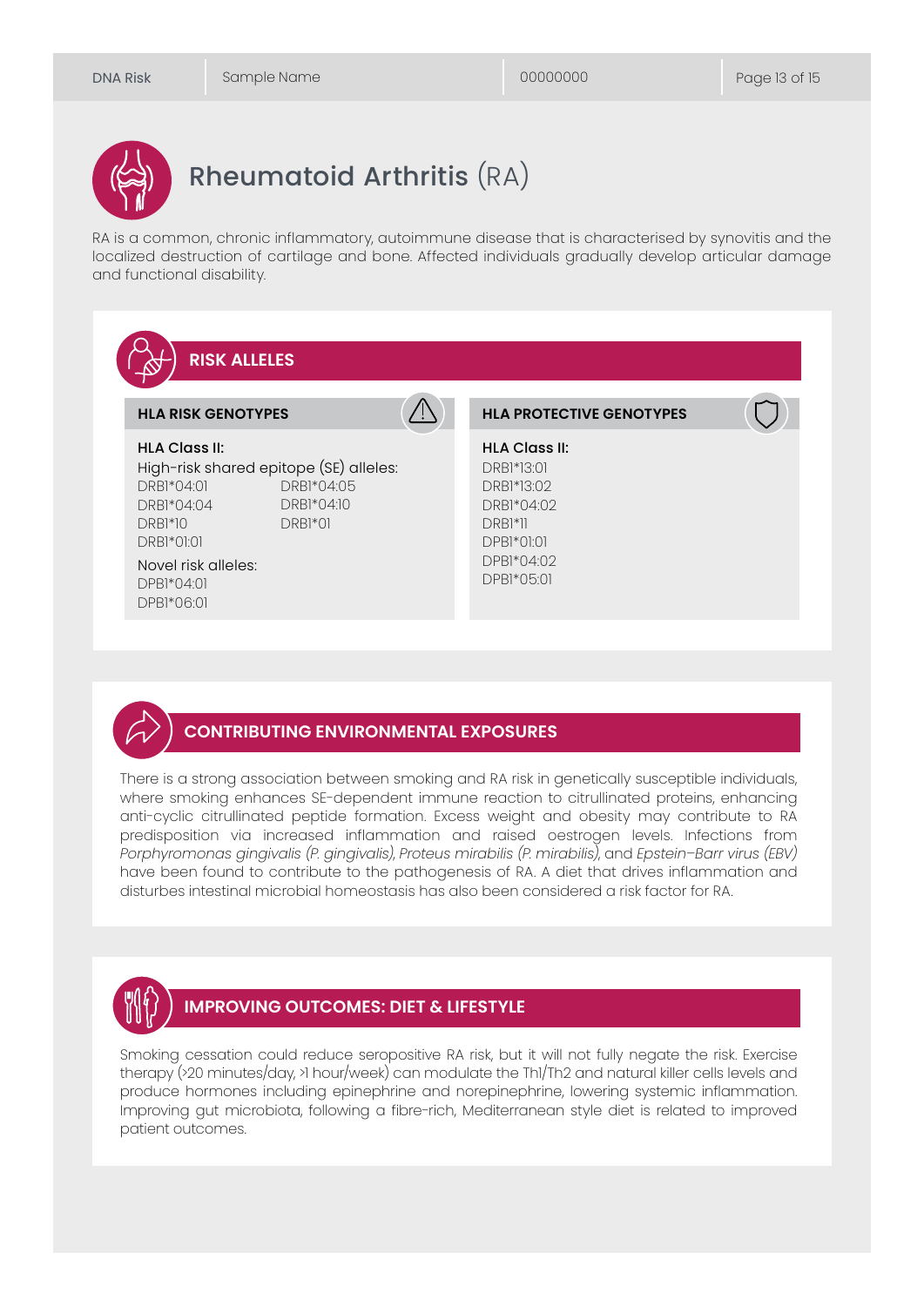# Rheumatoid Arthritis (RA)

RA is a common, chronic inflammatory, autoimmune disease that is characterised by synovitis and the localized destruction of cartilage and bone. Affected individuals gradually develop articular damage and functional disability.

## RISK ALLELES

### HLA RISK GENOTYPES

**HLA Class II:**

High-risk shared epitope (SE) alleles:

DRB1*04:01
DRB1*04:04
DRB1*10
DRB1*01:01
DRB1*04:05
DRB1*04:10
DRB1*01

Novel risk alleles:

DPB1*04:01
DPB1*06:01

### HLA PROTECTIVE GENOTYPES

**HLA Class II:**

DRB1*13:01
DRB1*13:02
DRB1*04:02
DRB1*11
DPB1*01:01
DPB1*04:02
DPB1*05:01

## CONTRIBUTING ENVIRONMENTAL EXPOSURES

There is a strong association between smoking and RA risk in genetically susceptible individuals, where smoking enhances SE-dependent immune reaction to citrullinated proteins, enhancing anti-cyclic citrullinated peptide formation. Excess weight and obesity may contribute to RA predisposition via increased inflammation and raised oestrogen levels. Infections from *Porphyromonas gingivalis (P. gingivalis)*, *Proteus mirabilis (P. mirabilis)*, and *Epstein–Barr virus (EBV)* have been found to contribute to the pathogenesis of RA. A diet that drives inflammation and disturbes intestinal microbial homeostasis has also been considered a risk factor for RA.

## IMPROVING OUTCOMES: DIET & LIFESTYLE

Smoking cessation could reduce seropositive RA risk, but it will not fully negate the risk. Exercise therapy (>20 minutes/day, >1 hour/week) can modulate the Th1/Th2 and natural killer cells levels and produce hormones including epinephrine and norepinephrine, lowering systemic inflammation. Improving gut microbiota, following a fibre-rich, Mediterranean style diet is related to improved patient outcomes.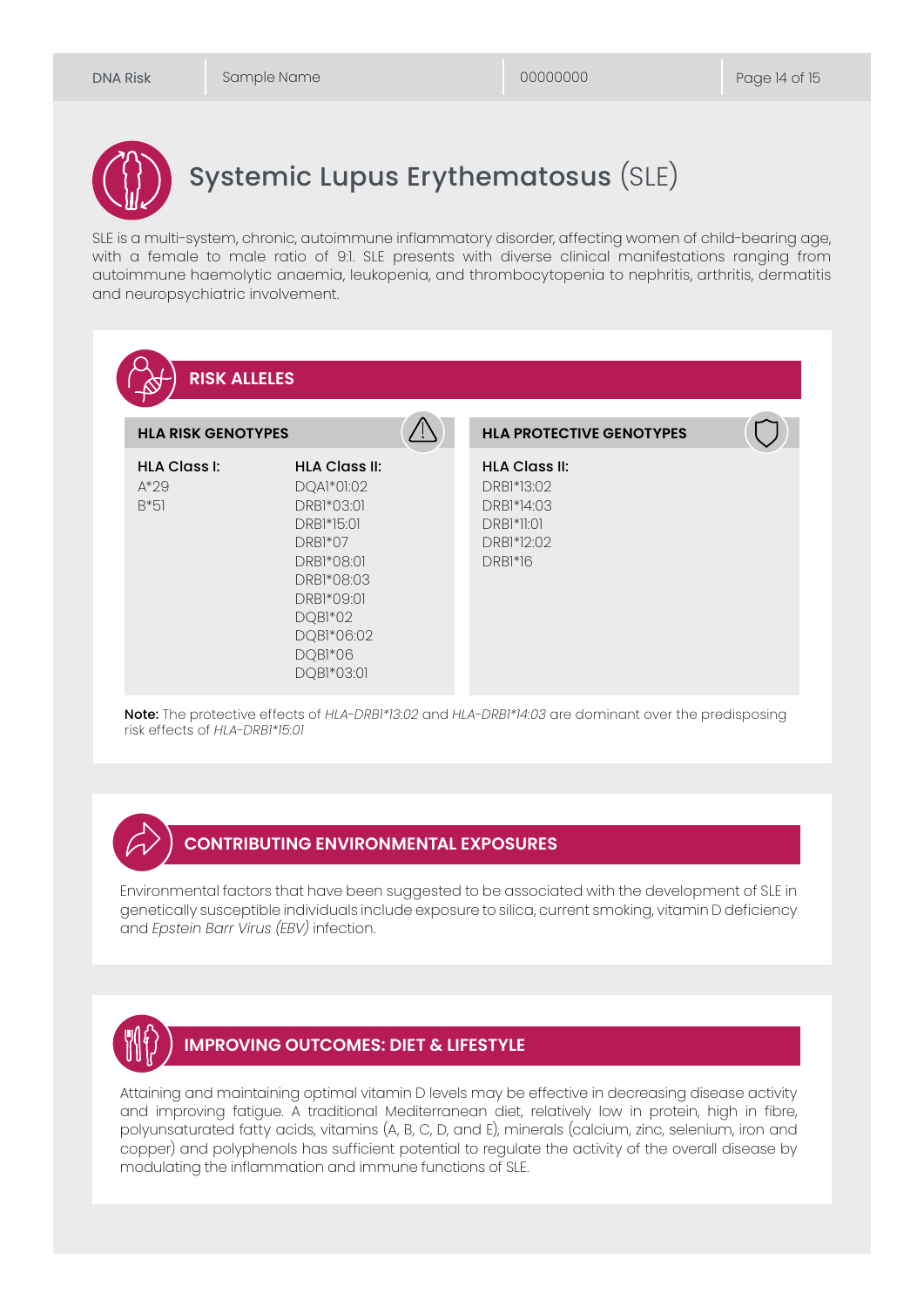# Systemic Lupus Erythematosus (SLE)

SLE is a multi-system, chronic, autoimmune inflammatory disorder, affecting women of child-bearing age, with a female to male ratio of 9:1. SLE presents with diverse clinical manifestations ranging from autoimmune haemolytic anaemia, leukopenia, and thrombocytopenia to nephritis, arthritis, dermatitis and neuropsychiatric involvement.

## RISK ALLELES

| HLA RISK GENOTYPES | | HLA PROTECTIVE GENOTYPES |
|---|---|---|
| **HLA Class I:** | **HLA Class II:** | **HLA Class II:** |
| A*29 | DQA1*01:02 | DRB1*13:02 |
| B*51 | DRB1*03:01 | DRB1*14:03 |
| | DRB1*15:01 | DRB1*11:01 |
| | DRB1*07 | DRB1*12:02 |
| | DRB1*08:01 | DRB1*16 |
| | DRB1*08:03 | |
| | DRB1*09:01 | |
| | DQB1*02 | |
| | DQB1*06:02 | |
| | DQB1*06 | |
| | DQB1*03:01 | |

**Note:** The protective effects of *HLA-DRB1*13:02* and *HLA-DRB1*14:03* are dominant over the predisposing risk effects of *HLA-DRB1*15:01*

## CONTRIBUTING ENVIRONMENTAL EXPOSURES

Environmental factors that have been suggested to be associated with the development of SLE in genetically susceptible individuals include exposure to silica, current smoking, vitamin D deficiency and *Epstein Barr Virus (EBV)* infection.

## IMPROVING OUTCOMES: DIET & LIFESTYLE

Attaining and maintaining optimal vitamin D levels may be effective in decreasing disease activity and improving fatigue. A traditional Mediterranean diet, relatively low in protein, high in fibre, polyunsaturated fatty acids, vitamins (A, B, C, D, and E), minerals (calcium, zinc, selenium, iron and copper) and polyphenols has sufficient potential to regulate the activity of the overall disease by modulating the inflammation and immune functions of SLE.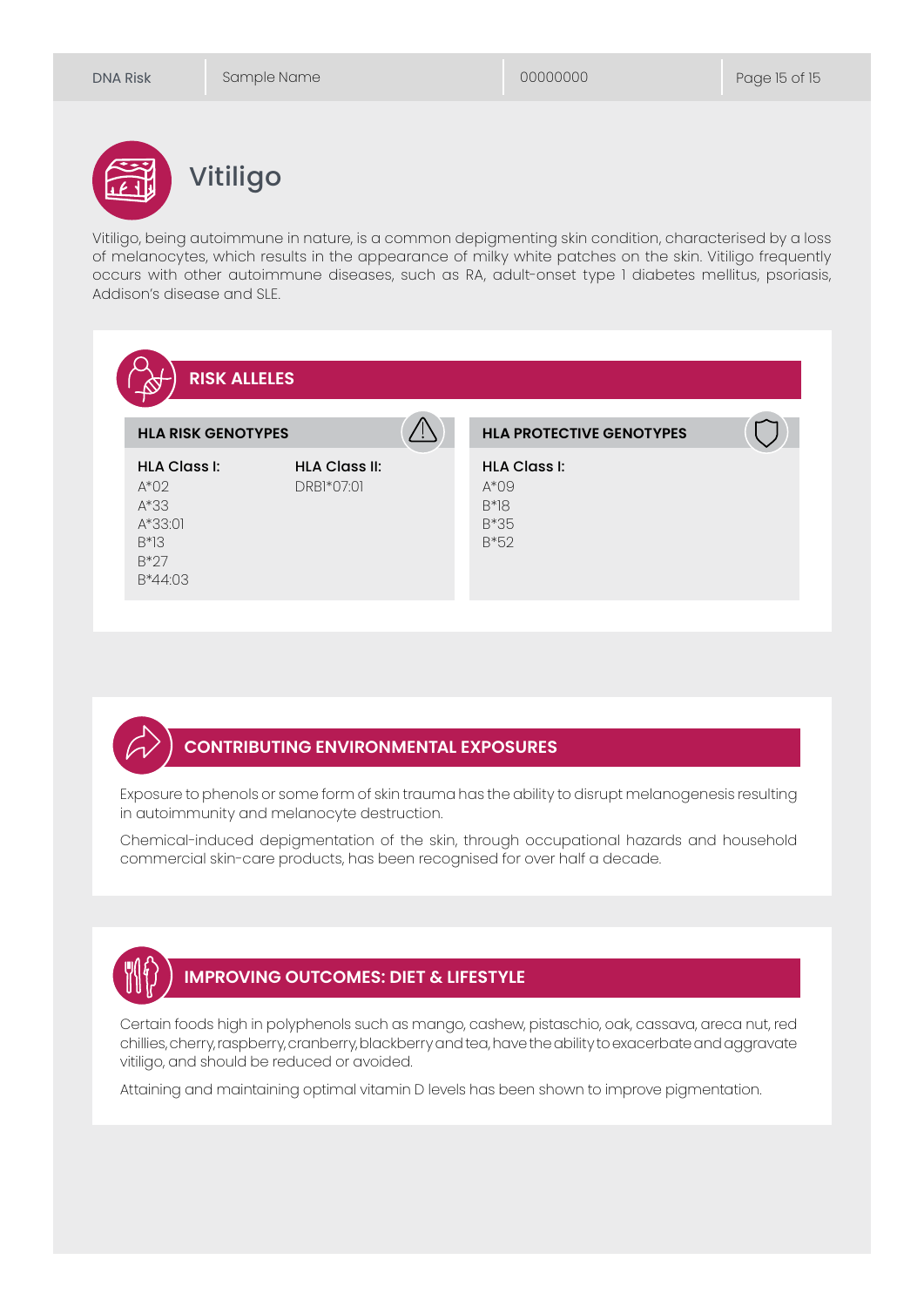# Vitiligo

Vitiligo, being autoimmune in nature, is a common depigmenting skin condition, characterised by a loss of melanocytes, which results in the appearance of milky white patches on the skin. Vitiligo frequently occurs with other autoimmune diseases, such as RA, adult-onset type 1 diabetes mellitus, psoriasis, Addison's disease and SLE.

## RISK ALLELES

### HLA RISK GENOTYPES

**HLA Class I:**
A*02
A*33
A*33:01
B*13
B*27
B*44:03

**HLA Class II:**
DRB1*07:01

### HLA PROTECTIVE GENOTYPES

**HLA Class I:**
A*09
B*18
B*35
B*52

## CONTRIBUTING ENVIRONMENTAL EXPOSURES

Exposure to phenols or some form of skin trauma has the ability to disrupt melanogenesis resulting in autoimmunity and melanocyte destruction.

Chemical-induced depigmentation of the skin, through occupational hazards and household commercial skin-care products, has been recognised for over half a decade.

## IMPROVING OUTCOMES: DIET & LIFESTYLE

Certain foods high in polyphenols such as mango, cashew, pistaschio, oak, cassava, areca nut, red chillies, cherry, raspberry, cranberry, blackberry and tea, have the ability to exacerbate and aggravate vitiligo, and should be reduced or avoided.

Attaining and maintaining optimal vitamin D levels has been shown to improve pigmentation.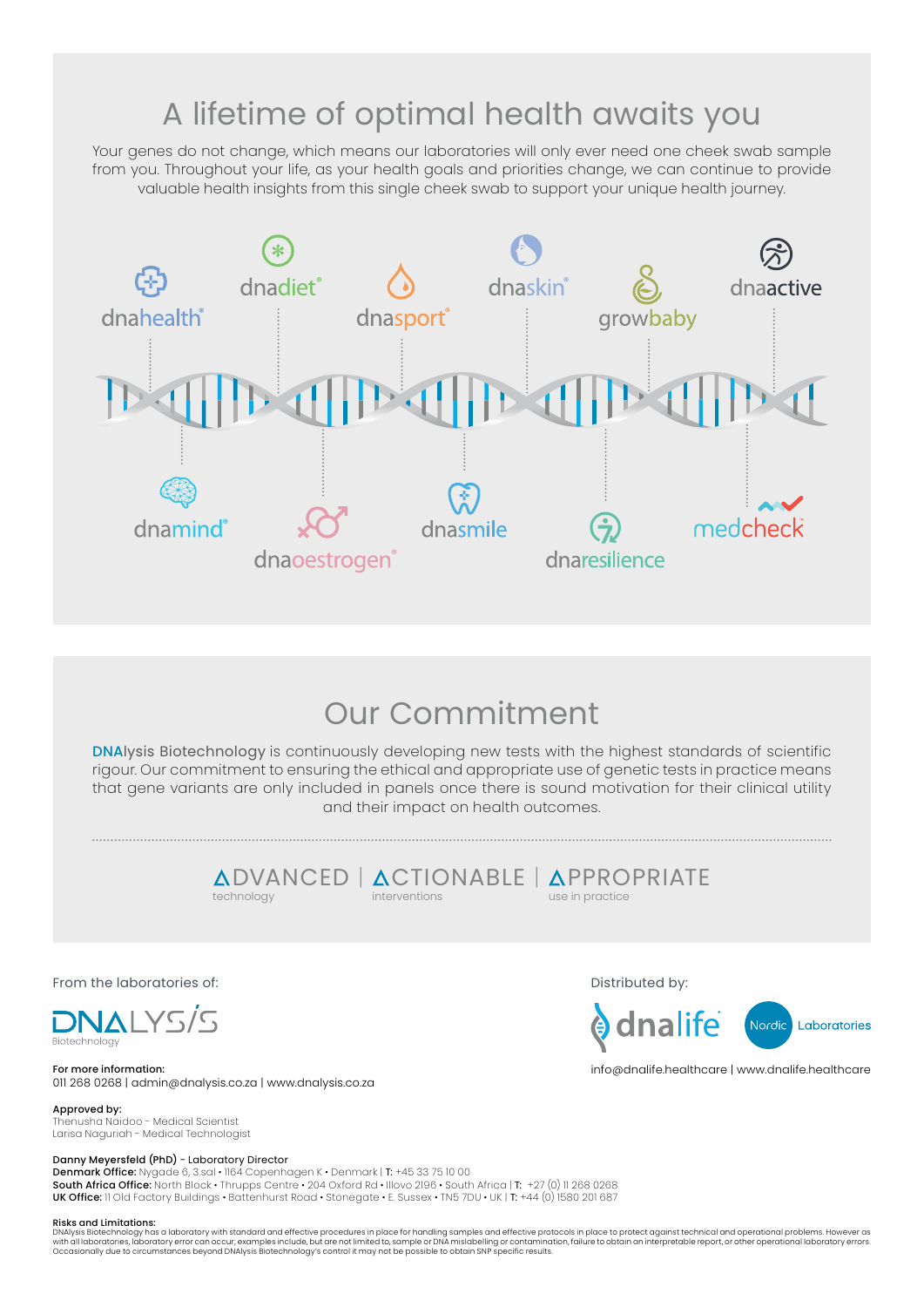# A lifetime of optimal health awaits you

Your genes do not change, which means our laboratories will only ever need one cheek swab sample from you. Throughout your life, as your health goals and priorities change, we can continue to provide valuable health insights from this single cheek swab to support your unique health journey.

dnahealth®
dnadiet®
dnasport®
dnaskin®
growbaby
dnaactive
dnamind®
dnaoestrogen®
dnasmile
dnaresilience
medcheck

## Our Commitment

DNAlysis Biotechnology is continuously developing new tests with the highest standards of scientific rigour. Our commitment to ensuring the ethical and appropriate use of genetic tests in practice means that gene variants are only included in panels once there is sound motivation for their clinical utility and their impact on health outcomes.

ADVANCED technology | ACTIONABLE interventions | APPROPRIATE use in practice

From the laboratories of:

DNALYSIS Biotechnology

Distributed by:

dnalife | Nordic Laboratories

info@dnalife.healthcare | www.dnalife.healthcare

**For more information:**
011 268 0268 | admin@dnalysis.co.za | www.dnalysis.co.za

**Approved by:**
Thenusha Naidoo - Medical Scientist
Larisa Naguriah - Medical Technologist

**Danny Meyersfeld (PhD) - Laboratory Director**
**Denmark Office:** Nygade 6, 3.sal • 1164 Copenhagen K • Denmark | **T:** +45 33 75 10 00
**South Africa Office:** North Block • Thrupps Centre • 204 Oxford Rd • Illovo 2196 • South Africa | **T:** +27 (0) 11 268 0268
**UK Office:** 11 Old Factory Buildings • Battenhurst Road • Stonegate • E. Sussex • TN5 7DU • UK | **T:** +44 (0) 1580 201 687

**Risks and Limitations:**
DNAlysis Biotechnology has a laboratory with standard and effective procedures in place for handling samples and effective protocols in place to protect against technical and operational problems. However as with all laboratories, laboratory error can occur; examples include, but are not limited to, sample or DNA mislabelling or contamination, failure to obtain an interpretable report, or other operational laboratory errors. Occasionally due to circumstances beyond DNAlysis Biotechnology's control it may not be possible to obtain SNP specific results.